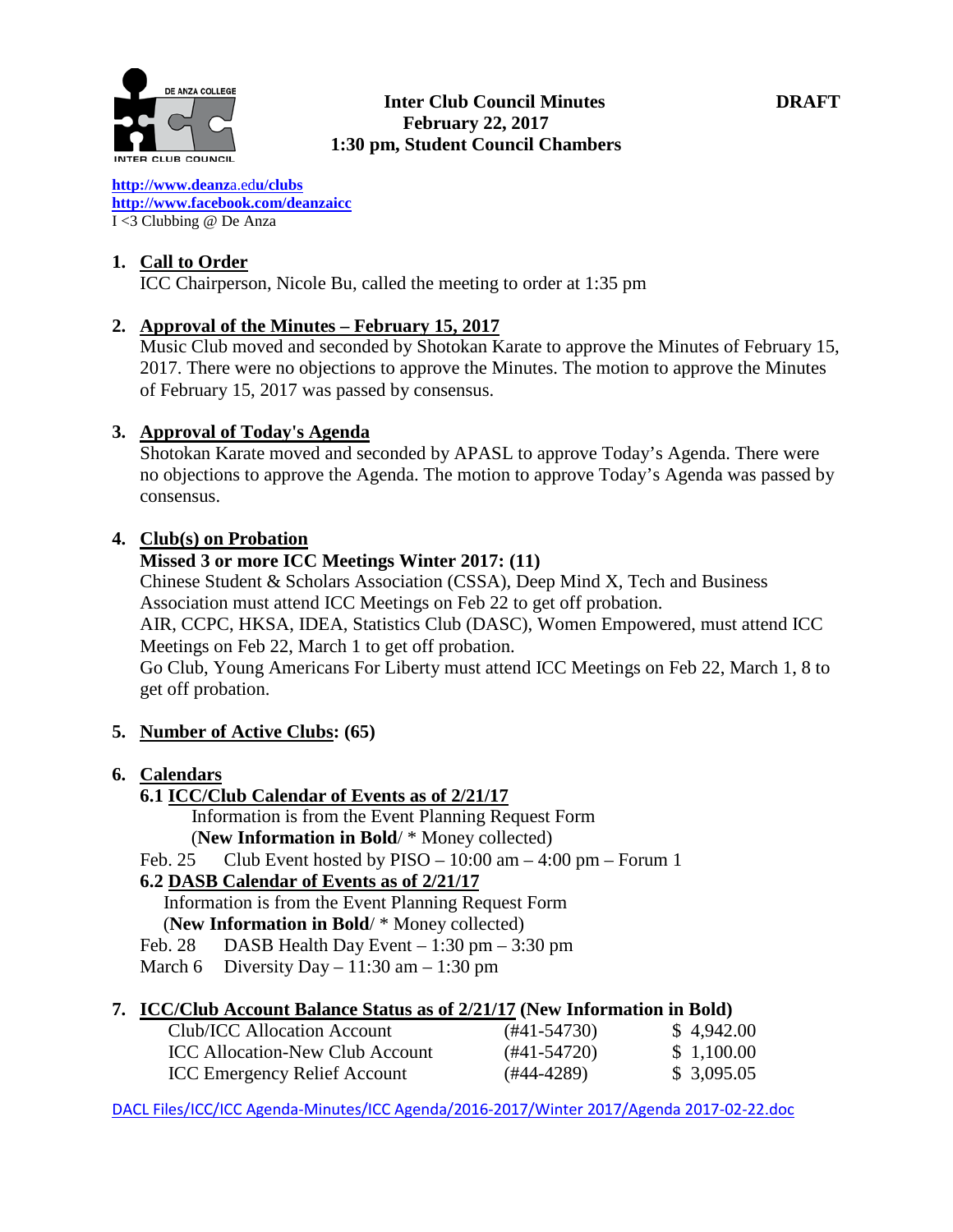# Inter Club Council Minutes — DRAFT

**February 22, 2017**
**1:30 pm, Student Council Chambers**

http://www.deanza.edu/clubs
http://www.facebook.com/deanzaicc
I <3 Clubbing @ De Anza

1. **Call to Order**
   ICC Chairperson, Nicole Bu, called the meeting to order at 1:35 pm

2. **Approval of the Minutes – February 15, 2017**
   Music Club moved and seconded by Shotokan Karate to approve the Minutes of February 15, 2017. There were no objections to approve the Minutes. The motion to approve the Minutes of February 15, 2017 was passed by consensus.

3. **Approval of Today's Agenda**
   Shotokan Karate moved and seconded by APASL to approve Today's Agenda. There were no objections to approve the Agenda. The motion to approve Today's Agenda was passed by consensus.

4. **Club(s) on Probation**
   **Missed 3 or more ICC Meetings Winter 2017: (11)**
   Chinese Student & Scholars Association (CSSA), Deep Mind X, Tech and Business Association must attend ICC Meetings on Feb 22 to get off probation.
   AIR, CCPC, HKSA, IDEA, Statistics Club (DASC), Women Empowered, must attend ICC Meetings on Feb 22, March 1 to get off probation.
   Go Club, Young Americans For Liberty must attend ICC Meetings on Feb 22, March 1, 8 to get off probation.

5. **Number of Active Clubs: (65)**

6. **Calendars**

   **6.1 ICC/Club Calendar of Events as of 2/21/17**
   Information is from the Event Planning Request Form
   (**New Information in Bold**/ * Money collected)
   Feb. 25 Club Event hosted by PISO – 10:00 am – 4:00 pm – Forum 1

   **6.2 DASB Calendar of Events as of 2/21/17**
   Information is from the Event Planning Request Form
   (**New Information in Bold**/ * Money collected)
   Feb. 28 DASB Health Day Event – 1:30 pm – 3:30 pm
   March 6 Diversity Day – 11:30 am – 1:30 pm

7. **ICC/Club Account Balance Status as of 2/21/17 (New Information in Bold)**

| Account | Number | Balance |
|---|---|---|
| Club/ICC Allocation Account | (#41-54730) | $ 4,942.00 |
| ICC Allocation-New Club Account | (#41-54720) | $ 1,100.00 |
| ICC Emergency Relief Account | (#44-4289) | $ 3,095.05 |

DACL Files/ICC/ICC Agenda-Minutes/ICC Agenda/2016-2017/Winter 2017/Agenda 2017-02-22.doc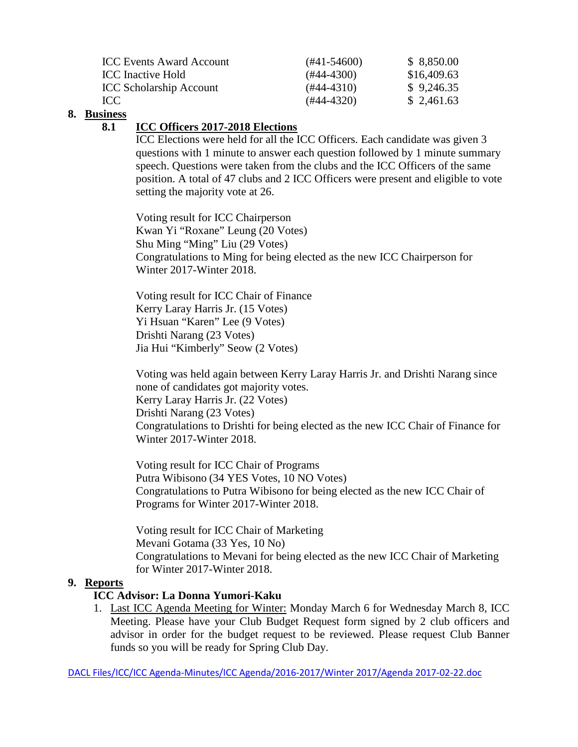| | | |
|---|---|---|
| ICC Events Award Account | (#41-54600) | $ 8,850.00 |
| ICC Inactive Hold | (#44-4300) | $16,409.63 |
| ICC Scholarship Account | (#44-4310) | $ 9,246.35 |
| ICC | (#44-4320) | $ 2,461.63 |

## 8. Business

### 8.1 ICC Officers 2017-2018 Elections

ICC Elections were held for all the ICC Officers. Each candidate was given 3 questions with 1 minute to answer each question followed by 1 minute summary speech. Questions were taken from the clubs and the ICC Officers of the same position. A total of 47 clubs and 2 ICC Officers were present and eligible to vote setting the majority vote at 26.

Voting result for ICC Chairperson
Kwan Yi "Roxane" Leung (20 Votes)
Shu Ming "Ming" Liu (29 Votes)
Congratulations to Ming for being elected as the new ICC Chairperson for Winter 2017-Winter 2018.

Voting result for ICC Chair of Finance
Kerry Laray Harris Jr. (15 Votes)
Yi Hsuan "Karen" Lee (9 Votes)
Drishti Narang (23 Votes)
Jia Hui "Kimberly" Seow (2 Votes)

Voting was held again between Kerry Laray Harris Jr. and Drishti Narang since none of candidates got majority votes.
Kerry Laray Harris Jr. (22 Votes)
Drishti Narang (23 Votes)
Congratulations to Drishti for being elected as the new ICC Chair of Finance for Winter 2017-Winter 2018.

Voting result for ICC Chair of Programs
Putra Wibisono (34 YES Votes, 10 NO Votes)
Congratulations to Putra Wibisono for being elected as the new ICC Chair of Programs for Winter 2017-Winter 2018.

Voting result for ICC Chair of Marketing
Mevani Gotama (33 Yes, 10 No)
Congratulations to Mevani for being elected as the new ICC Chair of Marketing for Winter 2017-Winter 2018.

## 9. Reports

**ICC Advisor: La Donna Yumori-Kaku**

1. Last ICC Agenda Meeting for Winter: Monday March 6 for Wednesday March 8, ICC Meeting. Please have your Club Budget Request form signed by 2 club officers and advisor in order for the budget request to be reviewed. Please request Club Banner funds so you will be ready for Spring Club Day.

DACL Files/ICC/ICC Agenda-Minutes/ICC Agenda/2016-2017/Winter 2017/Agenda 2017-02-22.doc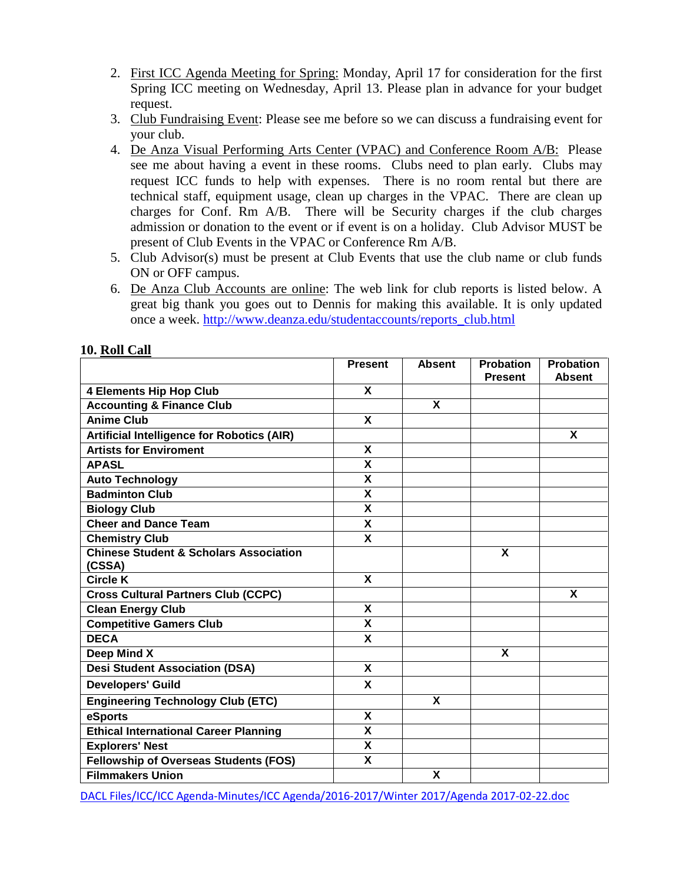2. <u>First ICC Agenda Meeting for Spring:</u> Monday, April 17 for consideration for the first Spring ICC meeting on Wednesday, April 13. Please plan in advance for your budget request.
3. <u>Club Fundraising Event</u>: Please see me before so we can discuss a fundraising event for your club.
4. <u>De Anza Visual Performing Arts Center (VPAC) and Conference Room A/B:</u> Please see me about having a event in these rooms. Clubs need to plan early. Clubs may request ICC funds to help with expenses. There is no room rental but there are technical staff, equipment usage, clean up charges in the VPAC. There are clean up charges for Conf. Rm A/B. There will be Security charges if the club charges admission or donation to the event or if event is on a holiday. Club Advisor MUST be present of Club Events in the VPAC or Conference Rm A/B.
5. Club Advisor(s) must be present at Club Events that use the club name or club funds ON or OFF campus.
6. <u>De Anza Club Accounts are online</u>: The web link for club reports is listed below. A great big thank you goes out to Dennis for making this available. It is only updated once a week. http://www.deanza.edu/studentaccounts/reports_club.html

## 10. <u>Roll Call</u>

| | Present | Absent | Probation Present | Probation Absent |
|---|---|---|---|---|
| **4 Elements Hip Hop Club** | X | | | |
| **Accounting & Finance Club** | | X | | |
| **Anime Club** | X | | | |
| **Artificial Intelligence for Robotics (AIR)** | | | | X |
| **Artists for Enviroment** | X | | | |
| **APASL** | X | | | |
| **Auto Technology** | X | | | |
| **Badminton Club** | X | | | |
| **Biology Club** | X | | | |
| **Cheer and Dance Team** | X | | | |
| **Chemistry Club** | X | | | |
| **Chinese Student & Scholars Association (CSSA)** | | | X | |
| **Circle K** | X | | | |
| **Cross Cultural Partners Club (CCPC)** | | | | X |
| **Clean Energy Club** | X | | | |
| **Competitive Gamers Club** | X | | | |
| **DECA** | X | | | |
| **Deep Mind X** | | | X | |
| **Desi Student Association (DSA)** | X | | | |
| **Developers' Guild** | X | | | |
| **Engineering Technology Club (ETC)** | | X | | |
| **eSports** | X | | | |
| **Ethical International Career Planning** | X | | | |
| **Explorers' Nest** | X | | | |
| **Fellowship of Overseas Students (FOS)** | X | | | |
| **Filmmakers Union** | | X | | |

DACL Files/ICC/ICC Agenda-Minutes/ICC Agenda/2016-2017/Winter 2017/Agenda 2017-02-22.doc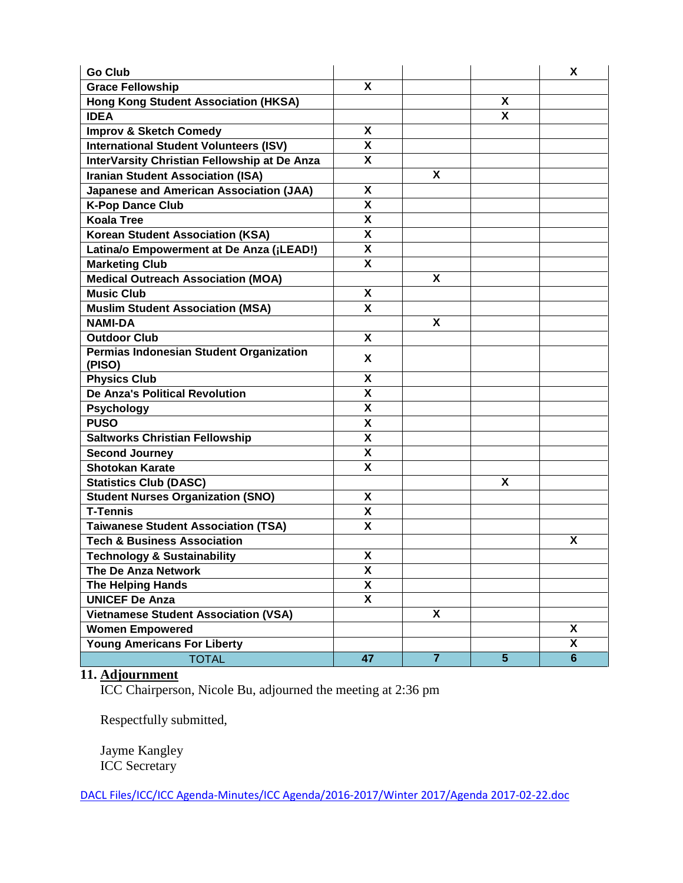| | | | | |
|---|---|---|---|---|
| **Go Club** | | | | **X** |
| **Grace Fellowship** | **X** | | | |
| **Hong Kong Student Association (HKSA)** | | | **X** | |
| **IDEA** | | | **X** | |
| **Improv & Sketch Comedy** | **X** | | | |
| **International Student Volunteers (ISV)** | **X** | | | |
| **InterVarsity Christian Fellowship at De Anza** | **X** | | | |
| **Iranian Student Association (ISA)** | | **X** | | |
| **Japanese and American Association (JAA)** | **X** | | | |
| **K-Pop Dance Club** | **X** | | | |
| **Koala Tree** | **X** | | | |
| **Korean Student Association (KSA)** | **X** | | | |
| **Latina/o Empowerment at De Anza (¡LEAD!)** | **X** | | | |
| **Marketing Club** | **X** | | | |
| **Medical Outreach Association (MOA)** | | **X** | | |
| **Music Club** | **X** | | | |
| **Muslim Student Association (MSA)** | **X** | | | |
| **NAMI-DA** | | **X** | | |
| **Outdoor Club** | **X** | | | |
| **Permias Indonesian Student Organization (PISO)** | **X** | | | |
| **Physics Club** | **X** | | | |
| **De Anza's Political Revolution** | **X** | | | |
| **Psychology** | **X** | | | |
| **PUSO** | **X** | | | |
| **Saltworks Christian Fellowship** | **X** | | | |
| **Second Journey** | **X** | | | |
| **Shotokan Karate** | **X** | | | |
| **Statistics Club (DASC)** | | | **X** | |
| **Student Nurses Organization (SNO)** | **X** | | | |
| **T-Tennis** | **X** | | | |
| **Taiwanese Student Association (TSA)** | **X** | | | |
| **Tech & Business Association** | | | | **X** |
| **Technology & Sustainability** | **X** | | | |
| **The De Anza Network** | **X** | | | |
| **The Helping Hands** | **X** | | | |
| **UNICEF De Anza** | **X** | | | |
| **Vietnamese Student Association (VSA)** | | **X** | | |
| **Women Empowered** | | | | **X** |
| **Young Americans For Liberty** | | | | **X** |
| TOTAL | **47** | **7** | **5** | **6** |

**11. Adjournment**

ICC Chairperson, Nicole Bu, adjourned the meeting at 2:36 pm

Respectfully submitted,

Jayme Kangley
ICC Secretary

DACL Files/ICC/ICC Agenda-Minutes/ICC Agenda/2016-2017/Winter 2017/Agenda 2017-02-22.doc